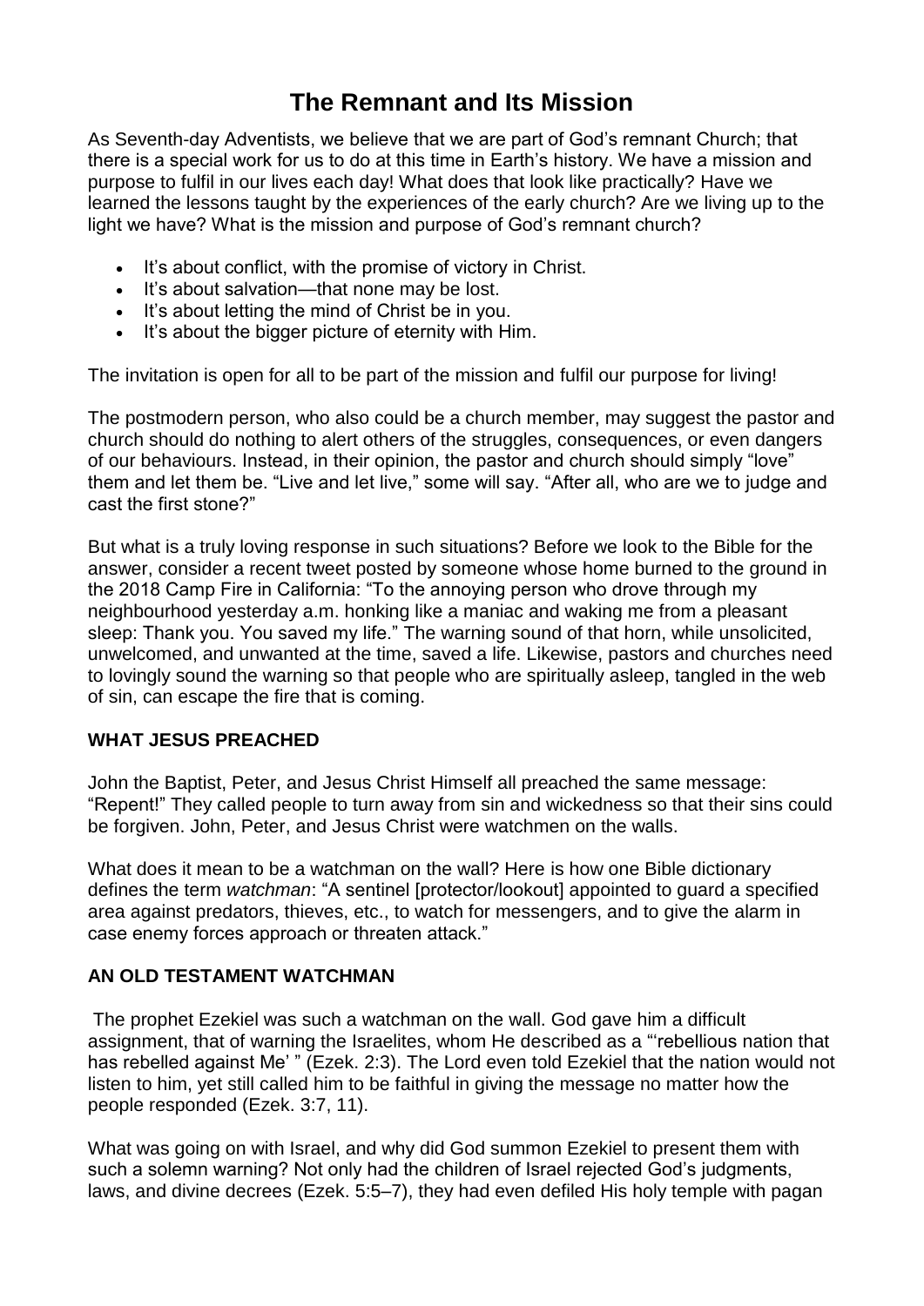# The Remnant and Its Mission

As Seventh-day Adventists, we believe that we are part of God's remnant Church; that there is a special work for us to do at this time in Earth's history. We have a mission and purpose to fulfil in our lives each day! What does that look like practically? Have we learned the lessons taught by the experiences of the early church? Are we living up to the light we have? What is the mission and purpose of God's remnant church?

- It's about conflict, with the promise of victory in Christ.
- It's about salvation—that none may be lost.
- It's about letting the mind of Christ be in you.
- It's about the bigger picture of eternity with Him.

The invitation is open for all to be part of the mission and fulfil our purpose for living!

The postmodern person, who also could be a church member, may suggest the pastor and church should do nothing to alert others of the struggles, consequences, or even dangers of our behaviours. Instead, in their opinion, the pastor and church should simply "love" them and let them be. "Live and let live," some will say. "After all, who are we to judge and cast the first stone?"

But what is a truly loving response in such situations? Before we look to the Bible for the answer, consider a recent tweet posted by someone whose home burned to the ground in the 2018 Camp Fire in California: "To the annoying person who drove through my neighbourhood yesterday a.m. honking like a maniac and waking me from a pleasant sleep: Thank you. You saved my life." The warning sound of that horn, while unsolicited, unwelcomed, and unwanted at the time, saved a life. Likewise, pastors and churches need to lovingly sound the warning so that people who are spiritually asleep, tangled in the web of sin, can escape the fire that is coming.

### WHAT JESUS PREACHED

John the Baptist, Peter, and Jesus Christ Himself all preached the same message: "Repent!" They called people to turn away from sin and wickedness so that their sins could be forgiven. John, Peter, and Jesus Christ were watchmen on the walls.

What does it mean to be a watchman on the wall? Here is how one Bible dictionary defines the term *watchman*: "A sentinel [protector/lookout] appointed to guard a specified area against predators, thieves, etc., to watch for messengers, and to give the alarm in case enemy forces approach or threaten attack."

### AN OLD TESTAMENT WATCHMAN

The prophet Ezekiel was such a watchman on the wall. God gave him a difficult assignment, that of warning the Israelites, whom He described as a "'rebellious nation that has rebelled against Me' " (Ezek. 2:3). The Lord even told Ezekiel that the nation would not listen to him, yet still called him to be faithful in giving the message no matter how the people responded (Ezek. 3:7, 11).

What was going on with Israel, and why did God summon Ezekiel to present them with such a solemn warning? Not only had the children of Israel rejected God's judgments, laws, and divine decrees (Ezek. 5:5–7), they had even defiled His holy temple with pagan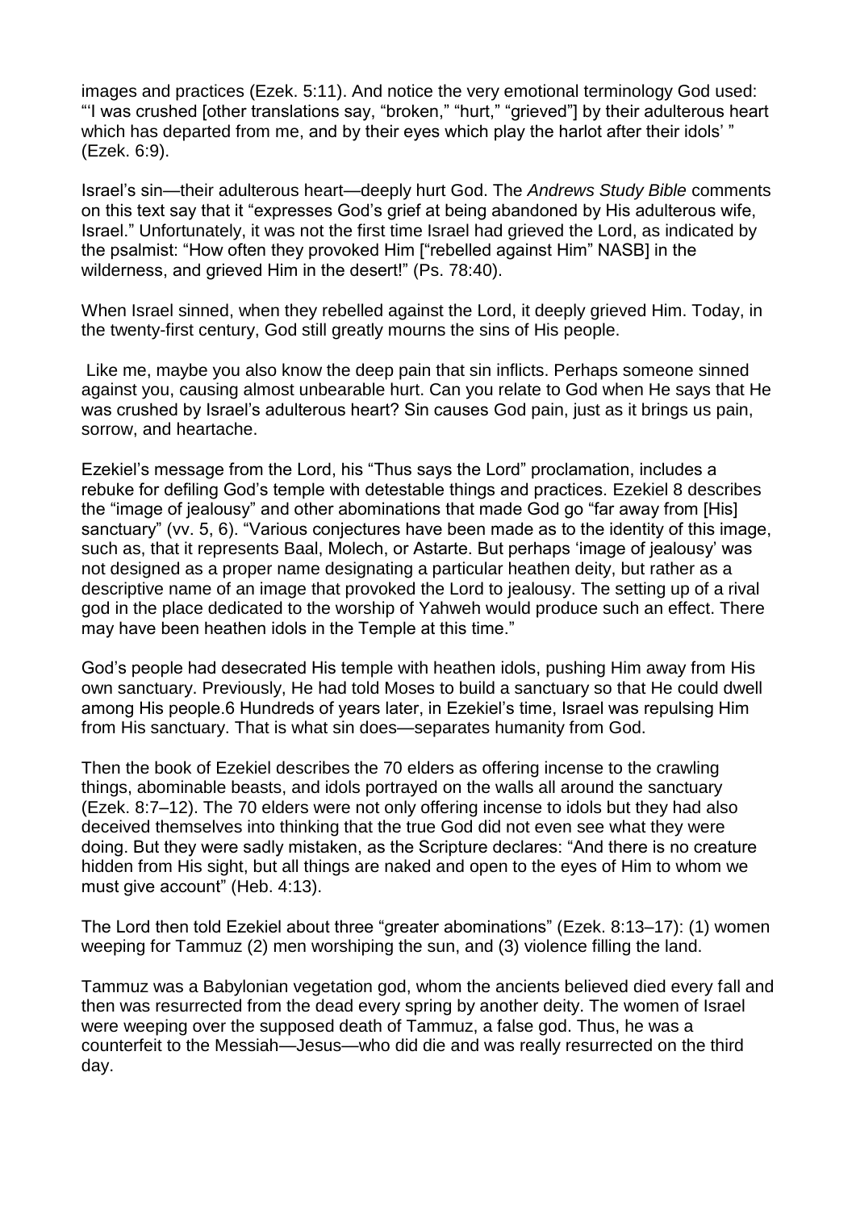images and practices (Ezek. 5:11). And notice the very emotional terminology God used: "'I was crushed [other translations say, "broken," "hurt," "grieved"] by their adulterous heart which has departed from me, and by their eyes which play the harlot after their idols' " (Ezek. 6:9).

Israel's sin—their adulterous heart—deeply hurt God. The *Andrews Study Bible* comments on this text say that it "expresses God's grief at being abandoned by His adulterous wife, Israel." Unfortunately, it was not the first time Israel had grieved the Lord, as indicated by the psalmist: "How often they provoked Him ["rebelled against Him" NASB] in the wilderness, and grieved Him in the desert!" (Ps. 78:40).

When Israel sinned, when they rebelled against the Lord, it deeply grieved Him. Today, in the twenty-first century, God still greatly mourns the sins of His people.

Like me, maybe you also know the deep pain that sin inflicts. Perhaps someone sinned against you, causing almost unbearable hurt. Can you relate to God when He says that He was crushed by Israel's adulterous heart? Sin causes God pain, just as it brings us pain, sorrow, and heartache.

Ezekiel's message from the Lord, his "Thus says the Lord" proclamation, includes a rebuke for defiling God's temple with detestable things and practices. Ezekiel 8 describes the "image of jealousy" and other abominations that made God go "far away from [His] sanctuary" (vv. 5, 6). "Various conjectures have been made as to the identity of this image, such as, that it represents Baal, Molech, or Astarte. But perhaps 'image of jealousy' was not designed as a proper name designating a particular heathen deity, but rather as a descriptive name of an image that provoked the Lord to jealousy. The setting up of a rival god in the place dedicated to the worship of Yahweh would produce such an effect. There may have been heathen idols in the Temple at this time."

God's people had desecrated His temple with heathen idols, pushing Him away from His own sanctuary. Previously, He had told Moses to build a sanctuary so that He could dwell among His people.6 Hundreds of years later, in Ezekiel's time, Israel was repulsing Him from His sanctuary. That is what sin does—separates humanity from God.

Then the book of Ezekiel describes the 70 elders as offering incense to the crawling things, abominable beasts, and idols portrayed on the walls all around the sanctuary (Ezek. 8:7–12). The 70 elders were not only offering incense to idols but they had also deceived themselves into thinking that the true God did not even see what they were doing. But they were sadly mistaken, as the Scripture declares: "And there is no creature hidden from His sight, but all things are naked and open to the eyes of Him to whom we must give account" (Heb. 4:13).

The Lord then told Ezekiel about three "greater abominations" (Ezek. 8:13–17): (1) women weeping for Tammuz (2) men worshiping the sun, and (3) violence filling the land.

Tammuz was a Babylonian vegetation god, whom the ancients believed died every fall and then was resurrected from the dead every spring by another deity. The women of Israel were weeping over the supposed death of Tammuz, a false god. Thus, he was a counterfeit to the Messiah—Jesus—who did die and was really resurrected on the third day.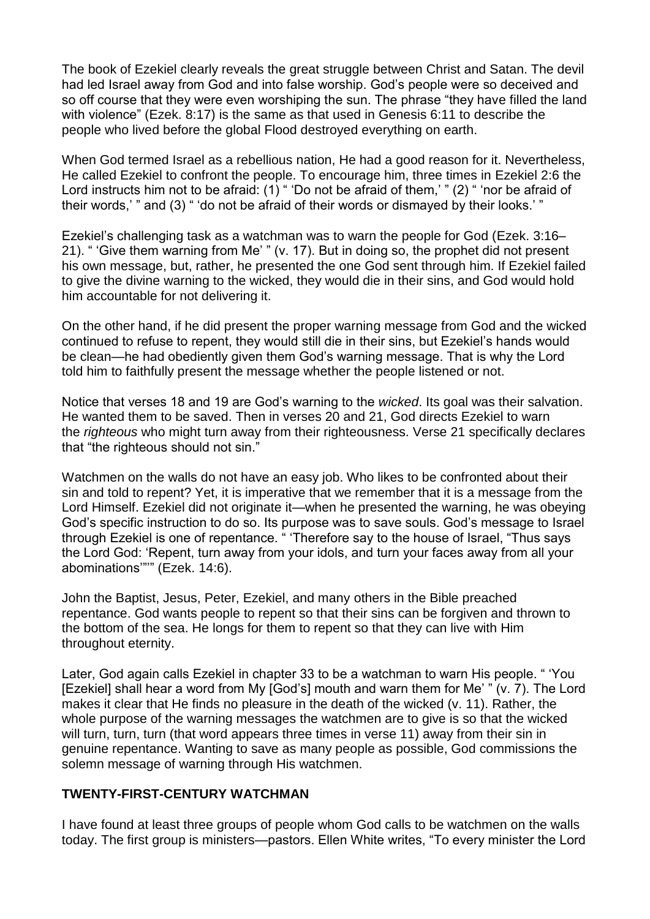The book of Ezekiel clearly reveals the great struggle between Christ and Satan. The devil had led Israel away from God and into false worship. God's people were so deceived and so off course that they were even worshiping the sun. The phrase "they have filled the land with violence" (Ezek. 8:17) is the same as that used in Genesis 6:11 to describe the people who lived before the global Flood destroyed everything on earth.

When God termed Israel as a rebellious nation, He had a good reason for it. Nevertheless, He called Ezekiel to confront the people. To encourage him, three times in Ezekiel 2:6 the Lord instructs him not to be afraid: (1) " 'Do not be afraid of them,' " (2) " 'nor be afraid of their words,' " and (3) " 'do not be afraid of their words or dismayed by their looks.' "

Ezekiel's challenging task as a watchman was to warn the people for God (Ezek. 3:16–21). " 'Give them warning from Me' " (v. 17). But in doing so, the prophet did not present his own message, but, rather, he presented the one God sent through him. If Ezekiel failed to give the divine warning to the wicked, they would die in their sins, and God would hold him accountable for not delivering it.

On the other hand, if he did present the proper warning message from God and the wicked continued to refuse to repent, they would still die in their sins, but Ezekiel's hands would be clean—he had obediently given them God's warning message. That is why the Lord told him to faithfully present the message whether the people listened or not.

Notice that verses 18 and 19 are God's warning to the *wicked*. Its goal was their salvation. He wanted them to be saved. Then in verses 20 and 21, God directs Ezekiel to warn the *righteous* who might turn away from their righteousness. Verse 21 specifically declares that "the righteous should not sin."

Watchmen on the walls do not have an easy job. Who likes to be confronted about their sin and told to repent? Yet, it is imperative that we remember that it is a message from the Lord Himself. Ezekiel did not originate it—when he presented the warning, he was obeying God's specific instruction to do so. Its purpose was to save souls. God's message to Israel through Ezekiel is one of repentance. " 'Therefore say to the house of Israel, "Thus says the Lord God: 'Repent, turn away from your idols, and turn your faces away from all your abominations'"' " (Ezek. 14:6).

John the Baptist, Jesus, Peter, Ezekiel, and many others in the Bible preached repentance. God wants people to repent so that their sins can be forgiven and thrown to the bottom of the sea. He longs for them to repent so that they can live with Him throughout eternity.

Later, God again calls Ezekiel in chapter 33 to be a watchman to warn His people. " 'You [Ezekiel] shall hear a word from My [God's] mouth and warn them for Me' " (v. 7). The Lord makes it clear that He finds no pleasure in the death of the wicked (v. 11). Rather, the whole purpose of the warning messages the watchmen are to give is so that the wicked will turn, turn, turn (that word appears three times in verse 11) away from their sin in genuine repentance. Wanting to save as many people as possible, God commissions the solemn message of warning through His watchmen.

## TWENTY-FIRST-CENTURY WATCHMAN

I have found at least three groups of people whom God calls to be watchmen on the walls today. The first group is ministers—pastors. Ellen White writes, "To every minister the Lord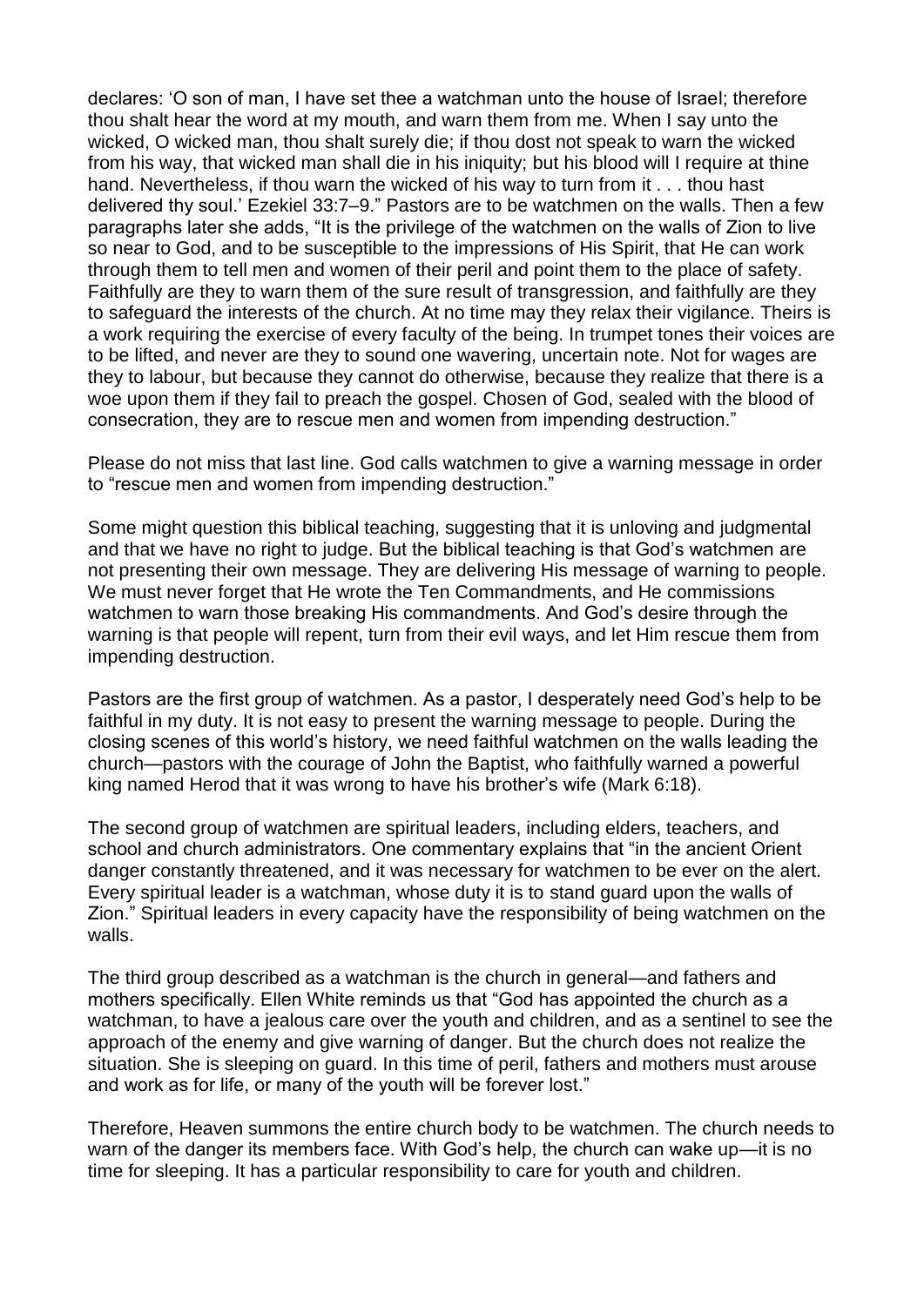declares: 'O son of man, I have set thee a watchman unto the house of Israel; therefore thou shalt hear the word at my mouth, and warn them from me. When I say unto the wicked, O wicked man, thou shalt surely die; if thou dost not speak to warn the wicked from his way, that wicked man shall die in his iniquity; but his blood will I require at thine hand. Nevertheless, if thou warn the wicked of his way to turn from it . . . thou hast delivered thy soul.' Ezekiel 33:7–9." Pastors are to be watchmen on the walls. Then a few paragraphs later she adds, "It is the privilege of the watchmen on the walls of Zion to live so near to God, and to be susceptible to the impressions of His Spirit, that He can work through them to tell men and women of their peril and point them to the place of safety. Faithfully are they to warn them of the sure result of transgression, and faithfully are they to safeguard the interests of the church. At no time may they relax their vigilance. Theirs is a work requiring the exercise of every faculty of the being. In trumpet tones their voices are to be lifted, and never are they to sound one wavering, uncertain note. Not for wages are they to labour, but because they cannot do otherwise, because they realize that there is a woe upon them if they fail to preach the gospel. Chosen of God, sealed with the blood of consecration, they are to rescue men and women from impending destruction."

Please do not miss that last line. God calls watchmen to give a warning message in order to "rescue men and women from impending destruction."

Some might question this biblical teaching, suggesting that it is unloving and judgmental and that we have no right to judge. But the biblical teaching is that God's watchmen are not presenting their own message. They are delivering His message of warning to people. We must never forget that He wrote the Ten Commandments, and He commissions watchmen to warn those breaking His commandments. And God's desire through the warning is that people will repent, turn from their evil ways, and let Him rescue them from impending destruction.

Pastors are the first group of watchmen. As a pastor, I desperately need God's help to be faithful in my duty. It is not easy to present the warning message to people. During the closing scenes of this world's history, we need faithful watchmen on the walls leading the church—pastors with the courage of John the Baptist, who faithfully warned a powerful king named Herod that it was wrong to have his brother's wife (Mark 6:18).

The second group of watchmen are spiritual leaders, including elders, teachers, and school and church administrators. One commentary explains that "in the ancient Orient danger constantly threatened, and it was necessary for watchmen to be ever on the alert. Every spiritual leader is a watchman, whose duty it is to stand guard upon the walls of Zion." Spiritual leaders in every capacity have the responsibility of being watchmen on the walls.

The third group described as a watchman is the church in general—and fathers and mothers specifically. Ellen White reminds us that "God has appointed the church as a watchman, to have a jealous care over the youth and children, and as a sentinel to see the approach of the enemy and give warning of danger. But the church does not realize the situation. She is sleeping on guard. In this time of peril, fathers and mothers must arouse and work as for life, or many of the youth will be forever lost."

Therefore, Heaven summons the entire church body to be watchmen. The church needs to warn of the danger its members face. With God's help, the church can wake up—it is no time for sleeping. It has a particular responsibility to care for youth and children.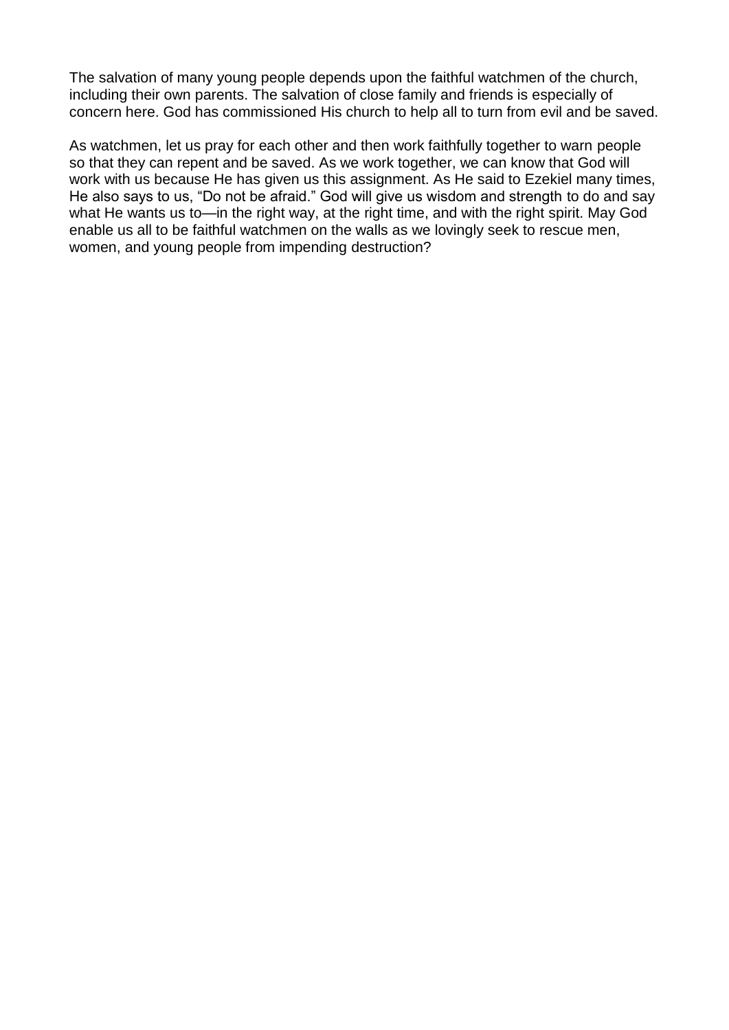The salvation of many young people depends upon the faithful watchmen of the church, including their own parents. The salvation of close family and friends is especially of concern here. God has commissioned His church to help all to turn from evil and be saved.

As watchmen, let us pray for each other and then work faithfully together to warn people so that they can repent and be saved. As we work together, we can know that God will work with us because He has given us this assignment. As He said to Ezekiel many times, He also says to us, “Do not be afraid.” God will give us wisdom and strength to do and say what He wants us to—in the right way, at the right time, and with the right spirit. May God enable us all to be faithful watchmen on the walls as we lovingly seek to rescue men, women, and young people from impending destruction?